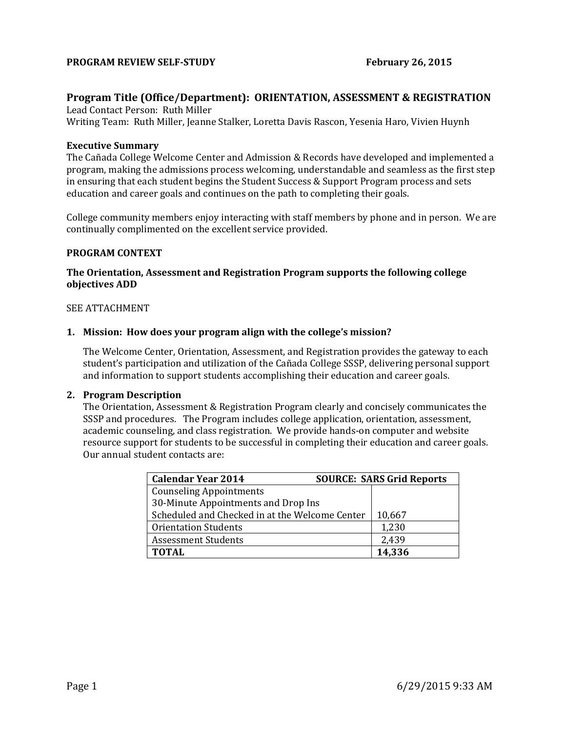**PROGRAM REVIEW SELF-STUDY** **February 26, 2015**

## Program Title (Office/Department): ORIENTATION, ASSESSMENT & REGISTRATION

Lead Contact Person: Ruth Miller
Writing Team: Ruth Miller, Jeanne Stalker, Loretta Davis Rascon, Yesenia Haro, Vivien Huynh

### Executive Summary

The Cañada College Welcome Center and Admission & Records have developed and implemented a program, making the admissions process welcoming, understandable and seamless as the first step in ensuring that each student begins the Student Success & Support Program process and sets education and career goals and continues on the path to completing their goals.

College community members enjoy interacting with staff members by phone and in person. We are continually complimented on the excellent service provided.

### PROGRAM CONTEXT

**The Orientation, Assessment and Registration Program supports the following college objectives ADD**

SEE ATTACHMENT

**1. Mission: How does your program align with the college's mission?**

The Welcome Center, Orientation, Assessment, and Registration provides the gateway to each student's participation and utilization of the Cañada College SSSP, delivering personal support and information to support students accomplishing their education and career goals.

**2. Program Description**

The Orientation, Assessment & Registration Program clearly and concisely communicates the SSSP and procedures. The Program includes college application, orientation, assessment, academic counseling, and class registration. We provide hands-on computer and website resource support for students to be successful in completing their education and career goals. Our annual student contacts are:

| Calendar Year 2014 SOURCE: SARS Grid Reports | |
|---|---|
| Counseling Appointments<br>30-Minute Appointments and Drop Ins<br>Scheduled and Checked in at the Welcome Center | 10,667 |
| Orientation Students | 1,230 |
| Assessment Students | 2,439 |
| **TOTAL** | **14,336** |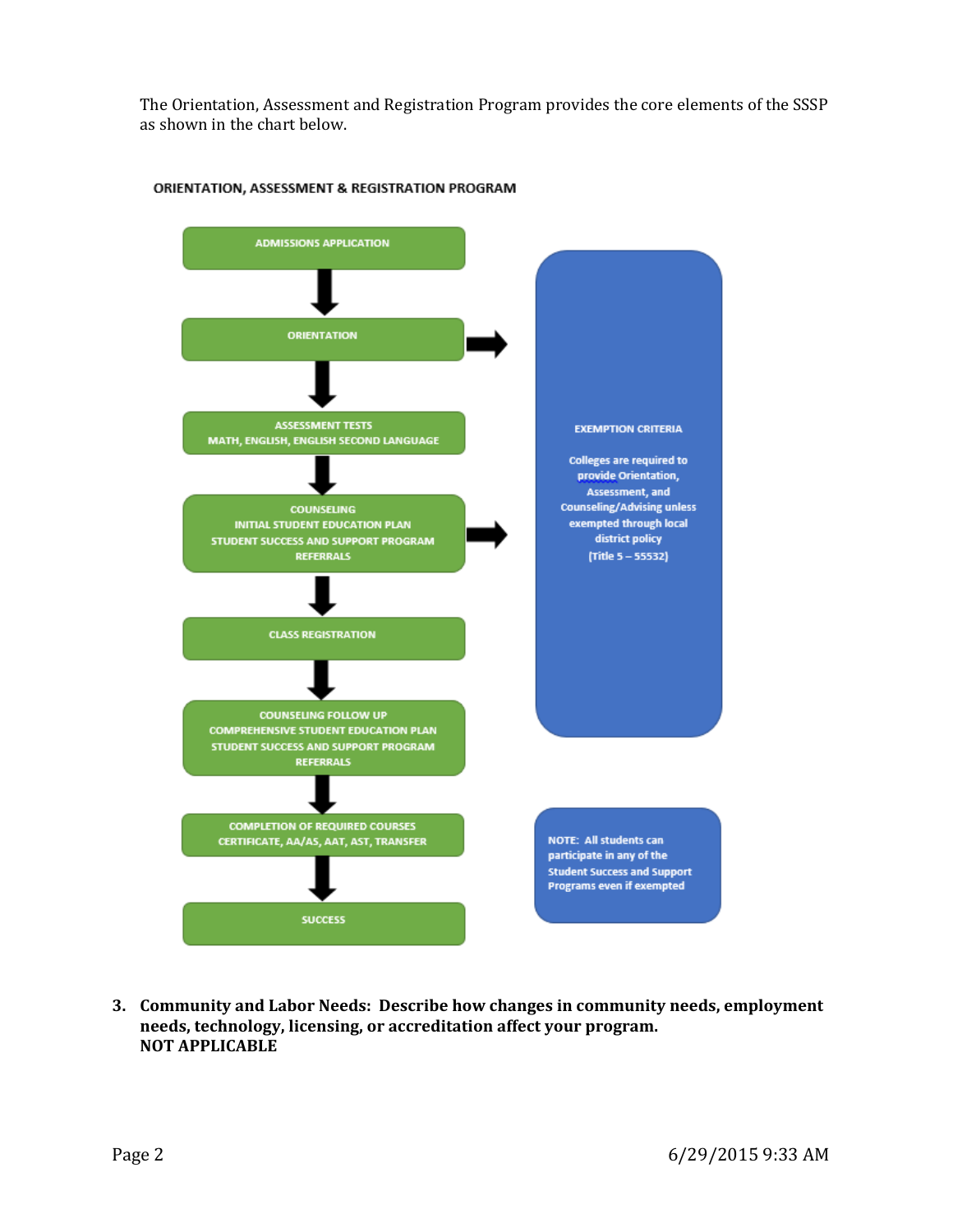The Orientation, Assessment and Registration Program provides the core elements of the SSSP as shown in the chart below.

**ORIENTATION, ASSESSMENT & REGISTRATION PROGRAM**

- ADMISSIONS APPLICATION
- ORIENTATION
- ASSESSMENT TESTS
  MATH, ENGLISH, ENGLISH SECOND LANGUAGE
- COUNSELING
  INITIAL STUDENT EDUCATION PLAN
  STUDENT SUCCESS AND SUPPORT PROGRAM
  REFERRALS
- CLASS REGISTRATION
- COUNSELING FOLLOW UP
  COMPREHENSIVE STUDENT EDUCATION PLAN
  STUDENT SUCCESS AND SUPPORT PROGRAM
  REFERRALS
- COMPLETION OF REQUIRED COURSES
  CERTIFICATE, AA/AS, AAT, AST, TRANSFER
- SUCCESS

**EXEMPTION CRITERIA**

Colleges are required to provide Orientation, Assessment, and Counseling/Advising unless exempted through local district policy (Title 5 – 55532)

NOTE: All students can participate in any of the Student Success and Support Programs even if exempted

3. **Community and Labor Needs: Describe how changes in community needs, employment needs, technology, licensing, or accreditation affect your program.**
   **NOT APPLICABLE**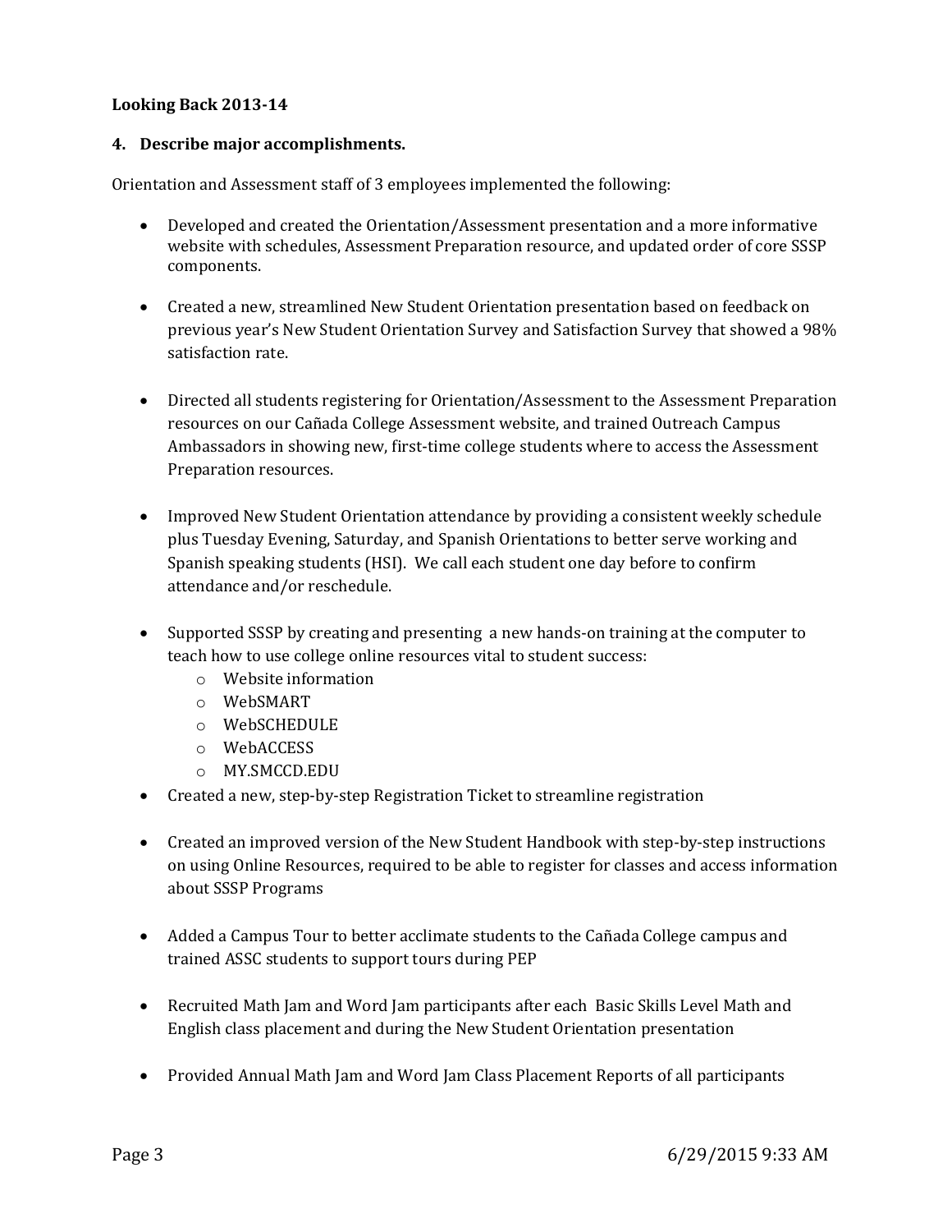**Looking Back 2013-14**

**4. Describe major accomplishments.**

Orientation and Assessment staff of 3 employees implemented the following:

- Developed and created the Orientation/Assessment presentation and a more informative website with schedules, Assessment Preparation resource, and updated order of core SSSP components.

- Created a new, streamlined New Student Orientation presentation based on feedback on previous year's New Student Orientation Survey and Satisfaction Survey that showed a 98% satisfaction rate.

- Directed all students registering for Orientation/Assessment to the Assessment Preparation resources on our Cañada College Assessment website, and trained Outreach Campus Ambassadors in showing new, first-time college students where to access the Assessment Preparation resources.

- Improved New Student Orientation attendance by providing a consistent weekly schedule plus Tuesday Evening, Saturday, and Spanish Orientations to better serve working and Spanish speaking students (HSI). We call each student one day before to confirm attendance and/or reschedule.

- Supported SSSP by creating and presenting a new hands-on training at the computer to teach how to use college online resources vital to student success:
  - Website information
  - WebSMART
  - WebSCHEDULE
  - WebACCESS
  - MY.SMCCD.EDU
- Created a new, step-by-step Registration Ticket to streamline registration

- Created an improved version of the New Student Handbook with step-by-step instructions on using Online Resources, required to be able to register for classes and access information about SSSP Programs

- Added a Campus Tour to better acclimate students to the Cañada College campus and trained ASSC students to support tours during PEP

- Recruited Math Jam and Word Jam participants after each Basic Skills Level Math and English class placement and during the New Student Orientation presentation

- Provided Annual Math Jam and Word Jam Class Placement Reports of all participants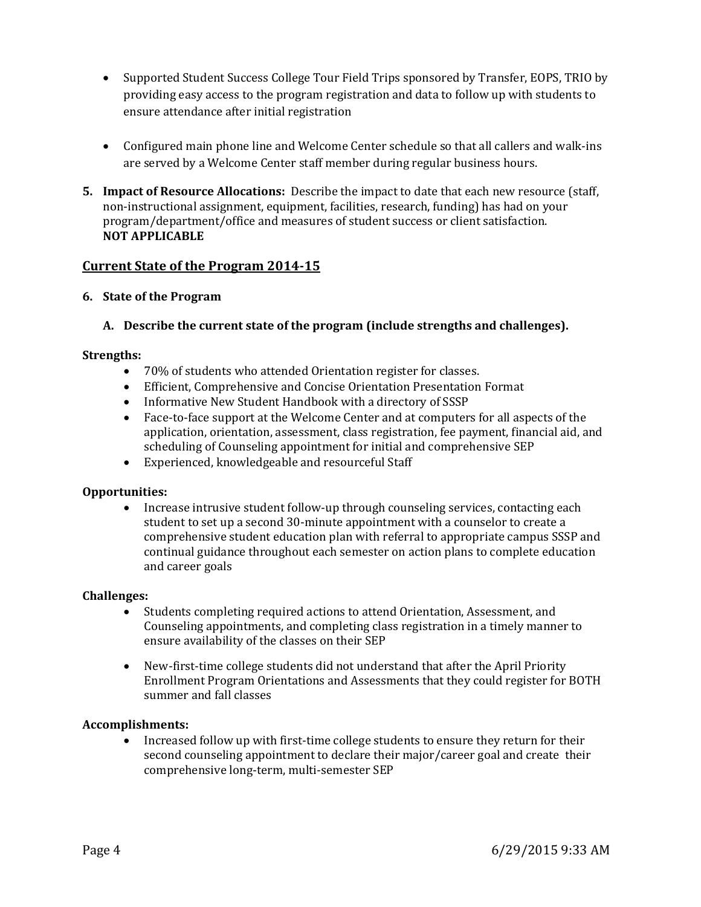- Supported Student Success College Tour Field Trips sponsored by Transfer, EOPS, TRIO by providing easy access to the program registration and data to follow up with students to ensure attendance after initial registration

- Configured main phone line and Welcome Center schedule so that all callers and walk-ins are served by a Welcome Center staff member during regular business hours.

5. **Impact of Resource Allocations:** Describe the impact to date that each new resource (staff, non-instructional assignment, equipment, facilities, research, funding) has had on your program/department/office and measures of student success or client satisfaction.
   **NOT APPLICABLE**

## Current State of the Program 2014-15

6. **State of the Program**

   **A. Describe the current state of the program (include strengths and challenges).**

**Strengths:**

- 70% of students who attended Orientation register for classes.
- Efficient, Comprehensive and Concise Orientation Presentation Format
- Informative New Student Handbook with a directory of SSSP
- Face-to-face support at the Welcome Center and at computers for all aspects of the application, orientation, assessment, class registration, fee payment, financial aid, and scheduling of Counseling appointment for initial and comprehensive SEP
- Experienced, knowledgeable and resourceful Staff

**Opportunities:**

- Increase intrusive student follow-up through counseling services, contacting each student to set up a second 30-minute appointment with a counselor to create a comprehensive student education plan with referral to appropriate campus SSSP and continual guidance throughout each semester on action plans to complete education and career goals

**Challenges:**

- Students completing required actions to attend Orientation, Assessment, and Counseling appointments, and completing class registration in a timely manner to ensure availability of the classes on their SEP

- New-first-time college students did not understand that after the April Priority Enrollment Program Orientations and Assessments that they could register for BOTH summer and fall classes

**Accomplishments:**

- Increased follow up with first-time college students to ensure they return for their second counseling appointment to declare their major/career goal and create their comprehensive long-term, multi-semester SEP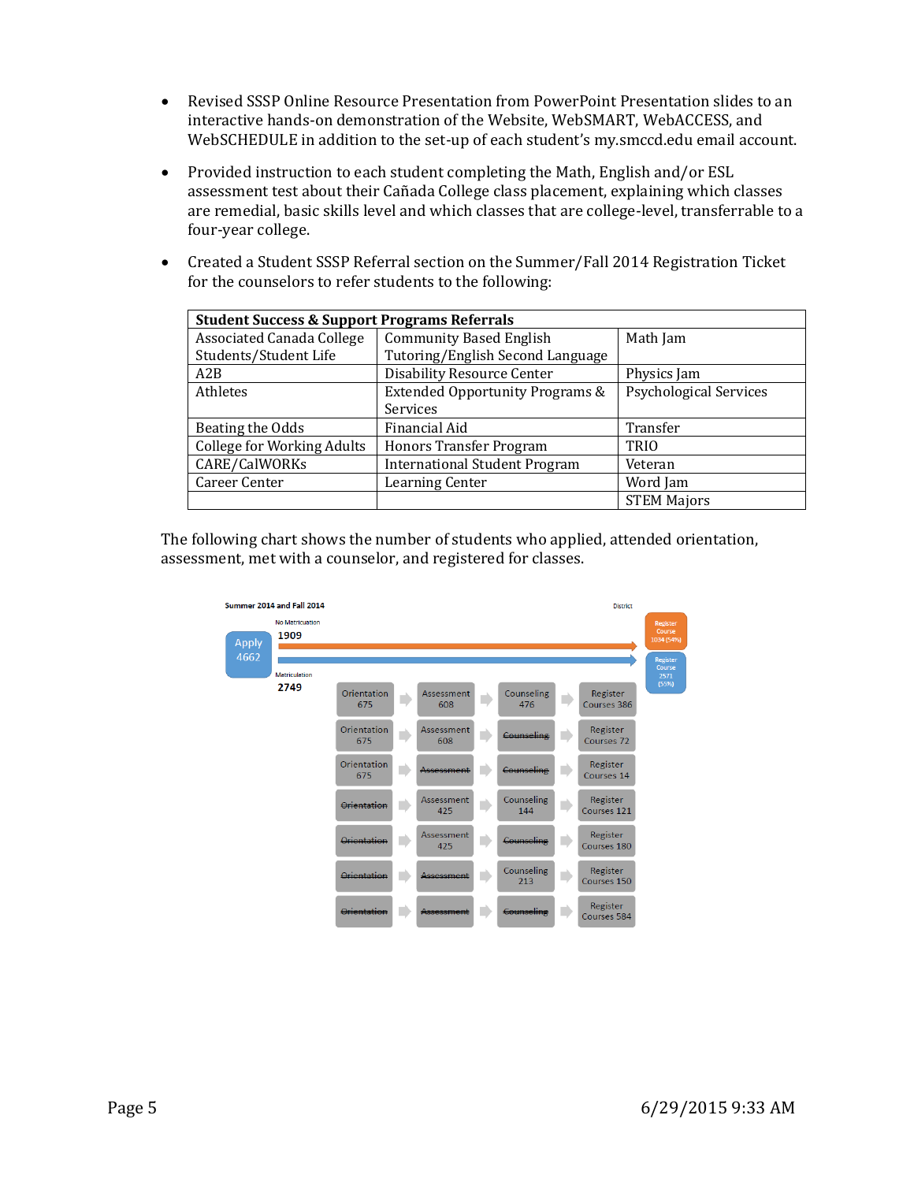- Revised SSSP Online Resource Presentation from PowerPoint Presentation slides to an interactive hands-on demonstration of the Website, WebSMART, WebACCESS, and WebSCHEDULE in addition to the set-up of each student's my.smccd.edu email account.
- Provided instruction to each student completing the Math, English and/or ESL assessment test about their Cañada College class placement, explaining which classes are remedial, basic skills level and which classes that are college-level, transferrable to a four-year college.
- Created a Student SSSP Referral section on the Summer/Fall 2014 Registration Ticket for the counselors to refer students to the following:

| **Student Success & Support Programs Referrals** | | |
|---|---|---|
| Associated Canada College Students/Student Life | Community Based English Tutoring/English Second Language | Math Jam |
| A2B | Disability Resource Center | Physics Jam |
| Athletes | Extended Opportunity Programs & Services | Psychological Services |
| Beating the Odds | Financial Aid | Transfer |
| College for Working Adults | Honors Transfer Program | TRIO |
| CARE/CalWORKs | International Student Program | Veteran |
| Career Center | Learning Center | Word Jam |
| | | STEM Majors |

The following chart shows the number of students who applied, attended orientation, assessment, met with a counselor, and registered for classes.

Summer 2014 and Fall 2014

District

Apply 4662

No Matriculation 1909 → Register Course 1034 (54%)

Matriculation 2749 → Register Course 2571 (55%)

| Orientation | Assessment | Counseling | Register Courses |
|---|---|---|---|
| Orientation 675 | Assessment 608 | Counseling 476 | Register Courses 386 |
| Orientation 675 | Assessment 608 | ~~Counseling~~ | Register Courses 72 |
| Orientation 675 | ~~Assessment~~ | ~~Counseling~~ | Register Courses 14 |
| ~~Orientation~~ | Assessment 425 | Counseling 144 | Register Courses 121 |
| ~~Orientation~~ | Assessment 425 | ~~Counseling~~ | Register Courses 180 |
| ~~Orientation~~ | ~~Assessment~~ | Counseling 213 | Register Courses 150 |
| ~~Orientation~~ | ~~Assessment~~ | ~~Counseling~~ | Register Courses 584 |

6/29/2015 9:33 AM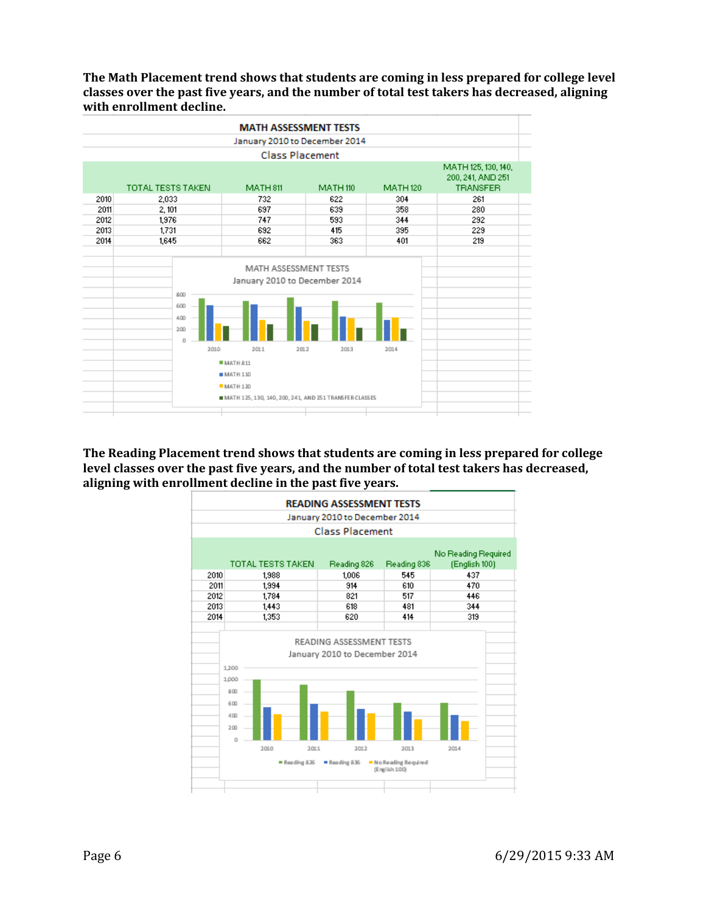**The Math Placement trend shows that students are coming in less prepared for college level classes over the past five years, and the number of total test takers has decreased, aligning with enrollment decline.**

| MATH ASSESSMENT TESTS | | | | | |
|---|---|---|---|---|---|
| January 2010 to December 2014 | | | | | |
| Class Placement | | | | | |
| | TOTAL TESTS TAKEN | MATH 811 | MATH 110 | MATH 120 | MATH 125, 130, 140, 200, 241, AND 251 TRANSFER |
| 2010 | 2,033 | 732 | 622 | 304 | 261 |
| 2011 | 2, 101 | 697 | 639 | 358 | 280 |
| 2012 | 1,976 | 747 | 593 | 344 | 292 |
| 2013 | 1,731 | 692 | 415 | 395 | 229 |
| 2014 | 1,645 | 662 | 363 | 401 | 219 |

**The Reading Placement trend shows that students are coming in less prepared for college level classes over the past five years, and the number of total test takers has decreased, aligning with enrollment decline in the past five years.**

| READING ASSESSMENT TESTS | | | | |
|---|---|---|---|---|
| January 2010 to December 2014 | | | | |
| Class Placement | | | | |
| | TOTAL TESTS TAKEN | Reading 826 | Reading 836 | No Reading Required (English 100) |
| 2010 | 1,988 | 1,006 | 545 | 437 |
| 2011 | 1,994 | 914 | 610 | 470 |
| 2012 | 1,784 | 821 | 517 | 446 |
| 2013 | 1,443 | 618 | 481 | 344 |
| 2014 | 1,353 | 620 | 414 | 319 |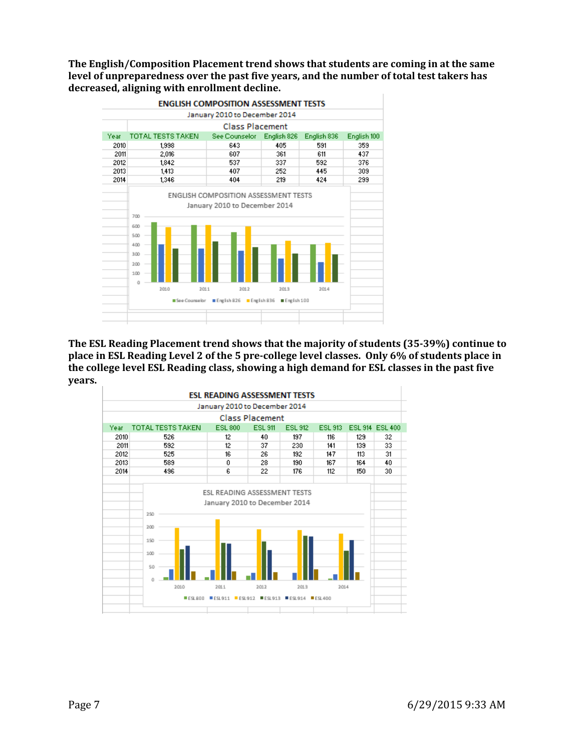**The English/Composition Placement trend shows that students are coming in at the same level of unpreparedness over the past five years, and the number of total test takers has decreased, aligning with enrollment decline.**

| ENGLISH COMPOSITION ASSESSMENT TESTS | | | | | |
|---|---|---|---|---|---|
| January 2010 to December 2014 | | | | | |
| | | Class Placement | | | |
| Year | TOTAL TESTS TAKEN | See Counselor | English 826 | English 836 | English 100 |
| 2010 | 1,998 | 643 | 405 | 591 | 359 |
| 2011 | 2,016 | 607 | 361 | 611 | 437 |
| 2012 | 1,842 | 537 | 337 | 592 | 376 |
| 2013 | 1,413 | 407 | 252 | 445 | 309 |
| 2014 | 1,346 | 404 | 219 | 424 | 299 |

ENGLISH COMPOSITION ASSESSMENT TESTS
January 2010 to December 2014

**The ESL Reading Placement trend shows that the majority of students (35-39%) continue to place in ESL Reading Level 2 of the 5 pre-college level classes. Only 6% of students place in the college level ESL Reading class, showing a high demand for ESL classes in the past five years.**

| ESL READING ASSESSMENT TESTS | | | | | | | |
|---|---|---|---|---|---|---|---|
| January 2010 to December 2014 | | | | | | | |
| | | Class Placement | | | | | |
| Year | TOTAL TESTS TAKEN | ESL 800 | ESL 911 | ESL 912 | ESL 913 | ESL 914 | ESL 400 |
| 2010 | 526 | 12 | 40 | 197 | 116 | 129 | 32 |
| 2011 | 592 | 12 | 37 | 230 | 141 | 139 | 33 |
| 2012 | 525 | 16 | 26 | 192 | 147 | 113 | 31 |
| 2013 | 589 | 0 | 28 | 190 | 167 | 164 | 40 |
| 2014 | 496 | 6 | 22 | 176 | 112 | 150 | 30 |

ESL READING ASSESSMENT TESTS
January 2010 to December 2014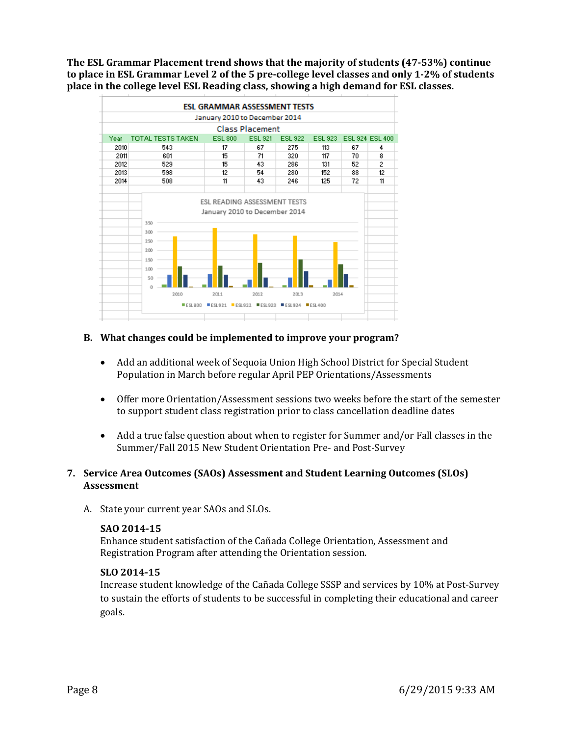**The ESL Grammar Placement trend shows that the majority of students (47-53%) continue to place in ESL Grammar Level 2 of the 5 pre-college level classes and only 1-2% of students place in the college level ESL Reading class, showing a high demand for ESL classes.**

| ESL GRAMMAR ASSESSMENT TESTS | | | | | | | |
|---|---|---|---|---|---|---|---|
| January 2010 to December 2014 | | | | | | | |
| | | Class Placement | | | | | |
| Year | TOTAL TESTS TAKEN | ESL 800 | ESL 921 | ESL 922 | ESL 923 | ESL 924 | ESL 400 |
| 2010 | 543 | 17 | 67 | 275 | 113 | 67 | 4 |
| 2011 | 601 | 15 | 71 | 320 | 117 | 70 | 8 |
| 2012 | 529 | 15 | 43 | 286 | 131 | 52 | 2 |
| 2013 | 598 | 12 | 54 | 280 | 152 | 88 | 12 |
| 2014 | 508 | 11 | 43 | 246 | 125 | 72 | 11 |

ESL READING ASSESSMENT TESTS
January 2010 to December 2014

B. **What changes could be implemented to improve your program?**

- Add an additional week of Sequoia Union High School District for Special Student Population in March before regular April PEP Orientations/Assessments
- Offer more Orientation/Assessment sessions two weeks before the start of the semester to support student class registration prior to class cancellation deadline dates
- Add a true false question about when to register for Summer and/or Fall classes in the Summer/Fall 2015 New Student Orientation Pre- and Post-Survey

## 7. Service Area Outcomes (SAOs) Assessment and Student Learning Outcomes (SLOs) Assessment

A. State your current year SAOs and SLOs.

**SAO 2014-15**
Enhance student satisfaction of the Cañada College Orientation, Assessment and Registration Program after attending the Orientation session.

**SLO 2014-15**
Increase student knowledge of the Cañada College SSSP and services by 10% at Post-Survey to sustain the efforts of students to be successful in completing their educational and career goals.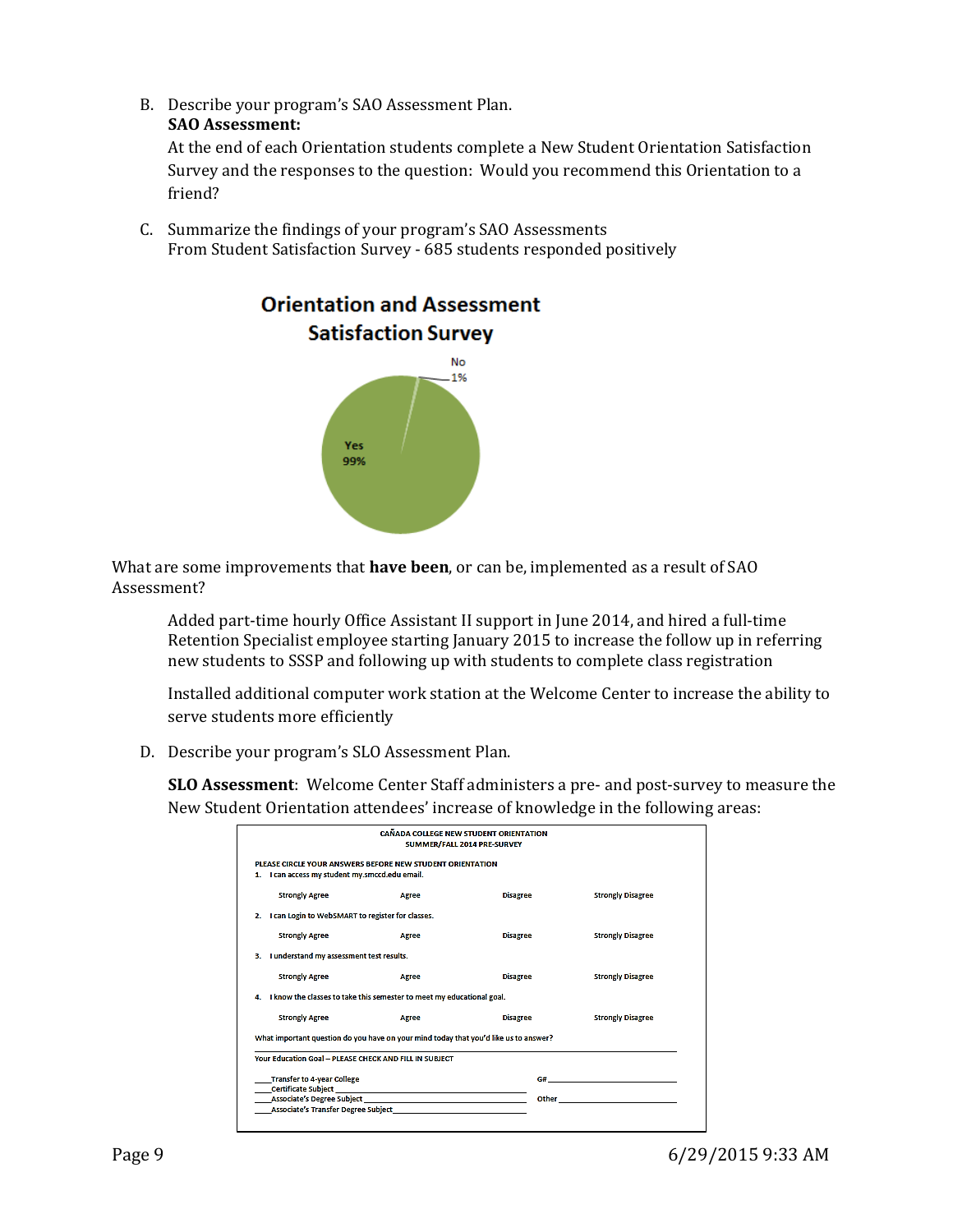B. Describe your program's SAO Assessment Plan.

**SAO Assessment:**

At the end of each Orientation students complete a New Student Orientation Satisfaction Survey and the responses to the question: Would you recommend this Orientation to a friend?

C. Summarize the findings of your program's SAO Assessments

From Student Satisfaction Survey - 685 students responded positively

**Orientation and Assessment Satisfaction Survey**

No 1%

Yes 99%

What are some improvements that **have been**, or can be, implemented as a result of SAO Assessment?

Added part-time hourly Office Assistant II support in June 2014, and hired a full-time Retention Specialist employee starting January 2015 to increase the follow up in referring new students to SSSP and following up with students to complete class registration

Installed additional computer work station at the Welcome Center to increase the ability to serve students more efficiently

D. Describe your program's SLO Assessment Plan.

**SLO Assessment**: Welcome Center Staff administers a pre- and post-survey to measure the New Student Orientation attendees' increase of knowledge in the following areas:

**CAÑADA COLLEGE NEW STUDENT ORIENTATION**
**SUMMER/FALL 2014 PRE-SURVEY**

**PLEASE CIRCLE YOUR ANSWERS BEFORE NEW STUDENT ORIENTATION**

1. I can access my student my.smccd.edu email.

   Strongly Agree    Agree    Disagree    Strongly Disagree

2. I can Login to WebSMART to register for classes.

   Strongly Agree    Agree    Disagree    Strongly Disagree

3. I understand my assessment test results.

   Strongly Agree    Agree    Disagree    Strongly Disagree

4. I know the classes to take this semester to meet my educational goal.

   Strongly Agree    Agree    Disagree    Strongly Disagree

What important question do you have on your mind today that you'd like us to answer?

______________________________

Your Education Goal – PLEASE CHECK AND FILL IN SUBJECT

____Transfer to 4-year College    G# ____________

____Certificate Subject ____________

____Associate's Degree Subject ____________    Other ____________

____Associate's Transfer Degree Subject ____________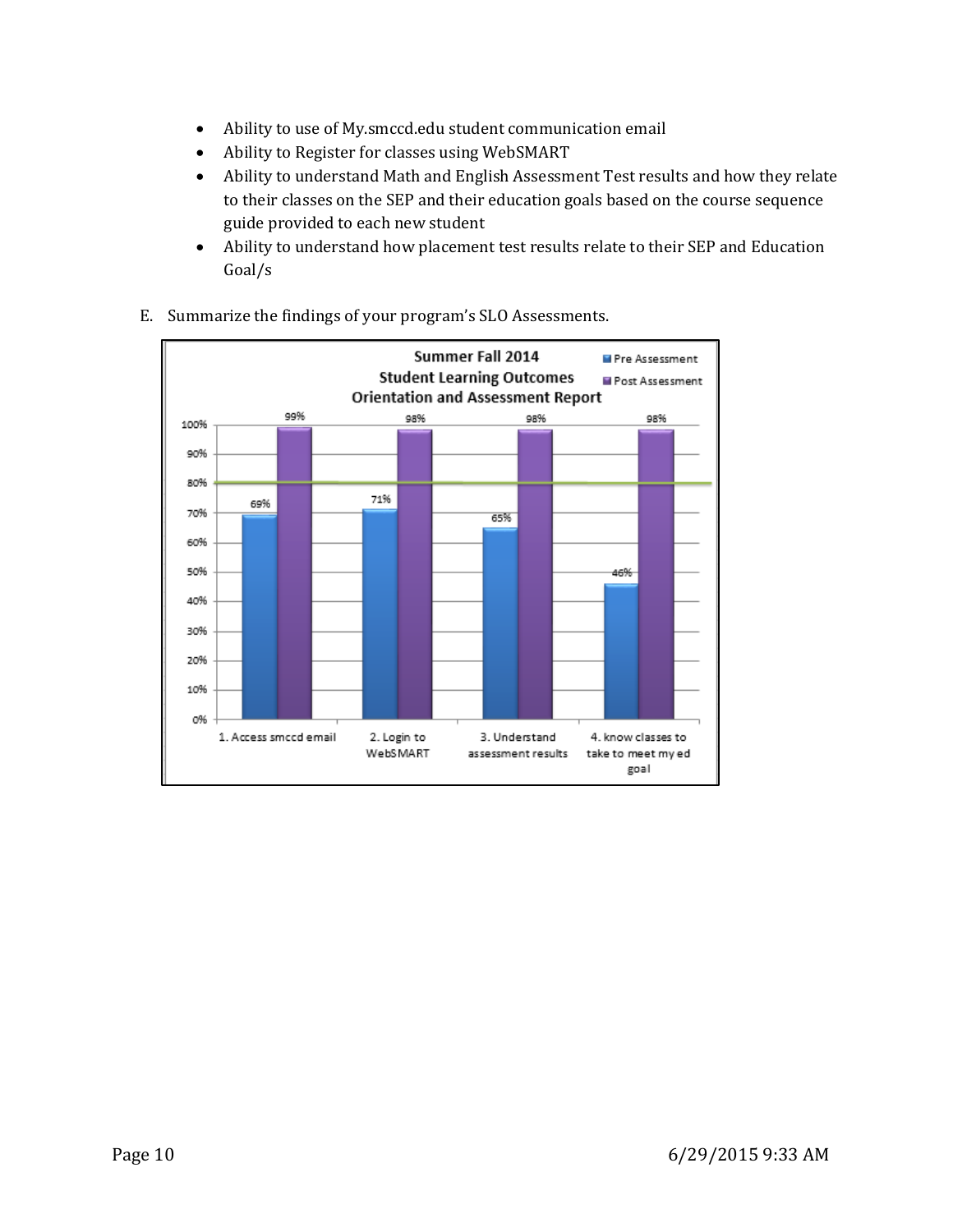- Ability to use of My.smccd.edu student communication email
- Ability to Register for classes using WebSMART
- Ability to understand Math and English Assessment Test results and how they relate to their classes on the SEP and their education goals based on the course sequence guide provided to each new student
- Ability to understand how placement test results relate to their SEP and Education Goal/s

E. Summarize the findings of your program's SLO Assessments.

**Summer Fall 2014**
**Student Learning Outcomes**
**Orientation and Assessment Report**

| | Pre Assessment | Post Assessment |
|---|---|---|
| 1. Access smccd email | 69% | 99% |
| 2. Login to WebSMART | 71% | 98% |
| 3. Understand assessment results | 65% | 98% |
| 4. know classes to take to meet my ed goal | 46% | 98% |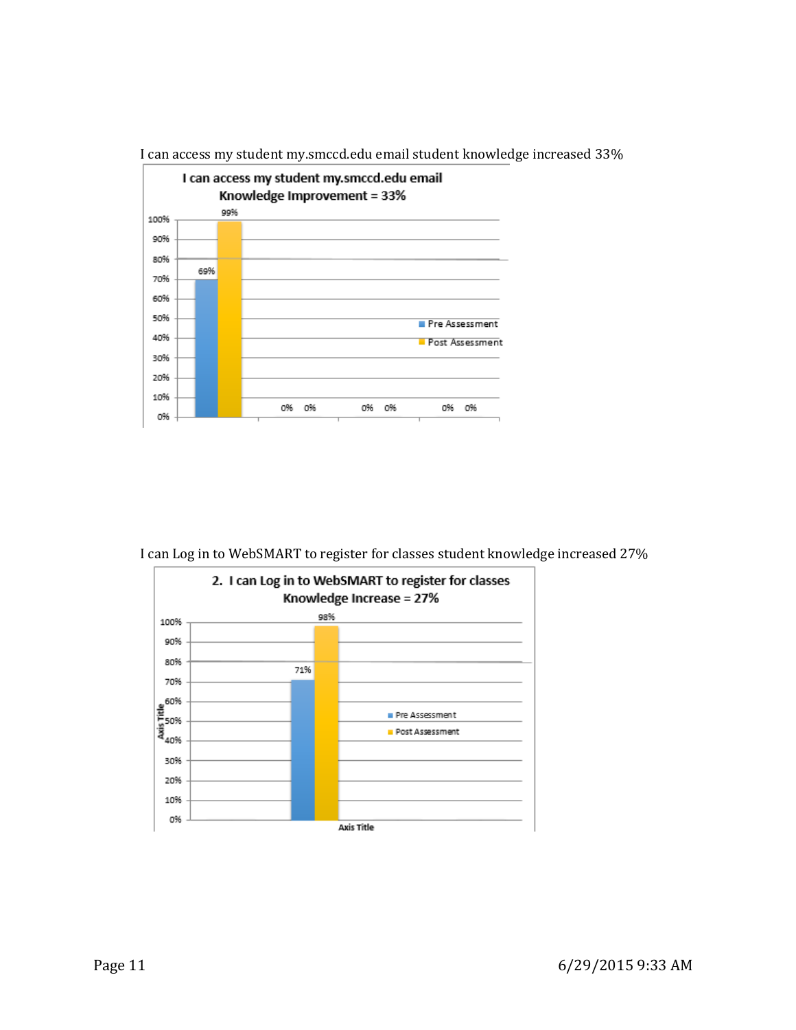I can access my student my.smccd.edu email student knowledge increased 33%

I can Log in to WebSMART to register for classes student knowledge increased 27%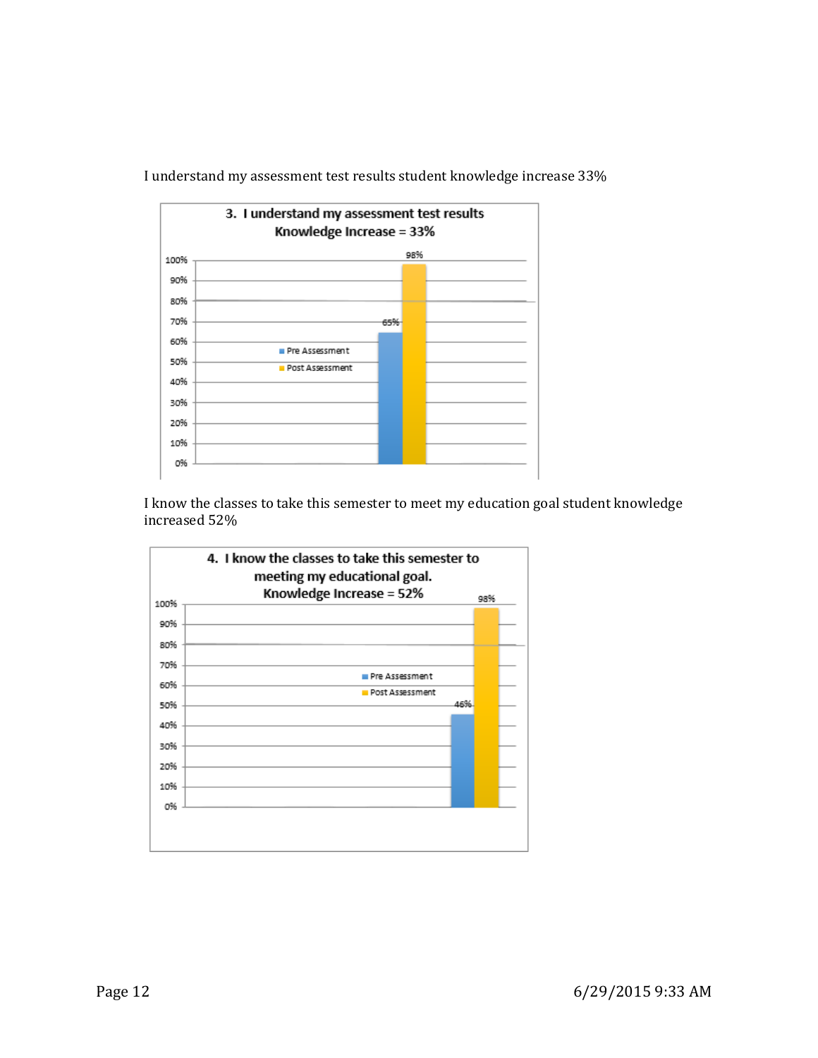I understand my assessment test results student knowledge increase 33%

**3. I understand my assessment test results**
**Knowledge Increase = 33%**

| | Pre Assessment | Post Assessment |
|---|---|---|
| 3. I understand my assessment test results | 65% | 98% |

I know the classes to take this semester to meet my education goal student knowledge increased 52%

**4. I know the classes to take this semester to meeting my educational goal.**
**Knowledge Increase = 52%**

| | Pre Assessment | Post Assessment |
|---|---|---|
| 4. I know the classes to take this semester to meeting my educational goal. | 46% | 98% |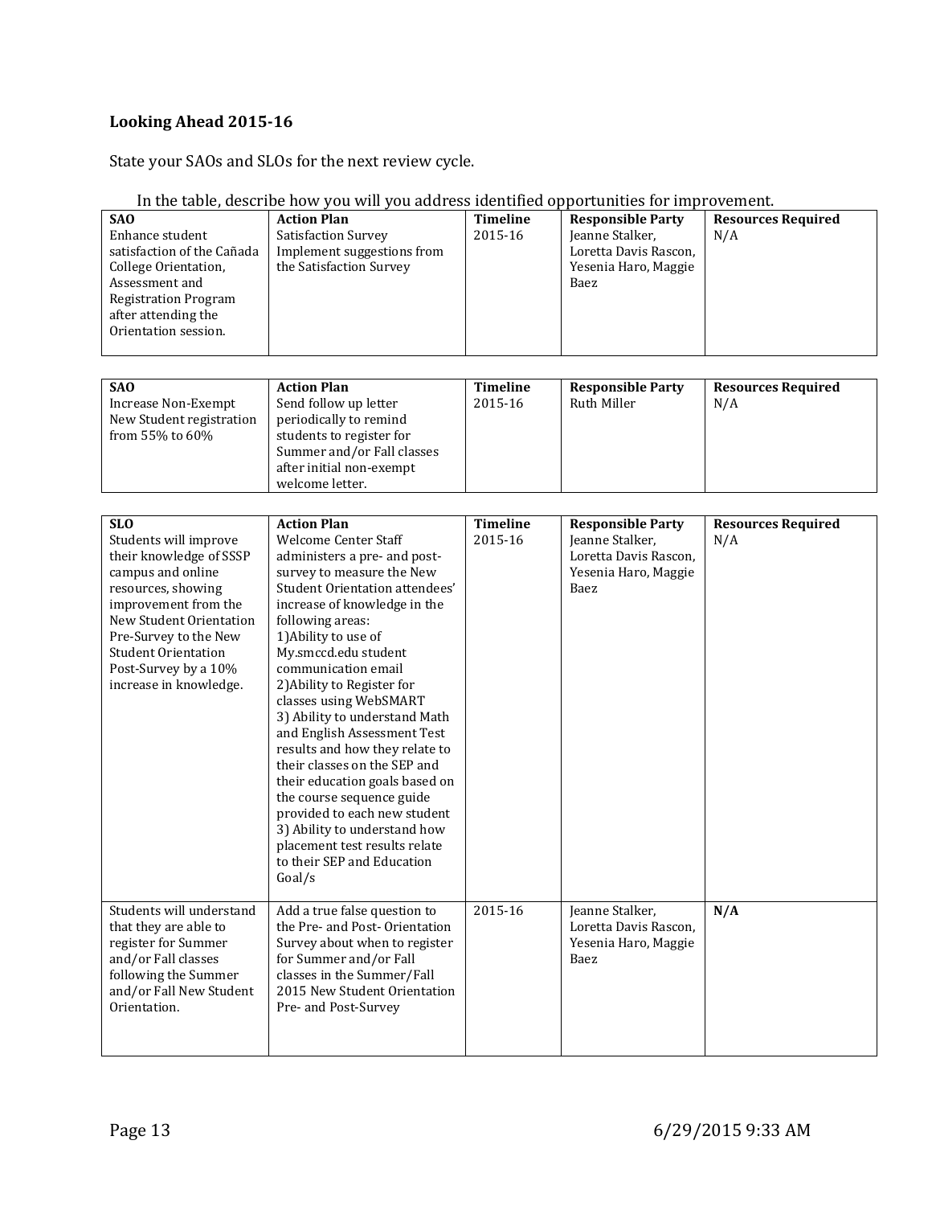**Looking Ahead 2015-16**

State your SAOs and SLOs for the next review cycle.

In the table, describe how you will you address identified opportunities for improvement.

| SAO | Action Plan | Timeline | Responsible Party | Resources Required |
|---|---|---|---|---|
| Enhance student satisfaction of the Cañada College Orientation, Assessment and Registration Program after attending the Orientation session. | Satisfaction Survey Implement suggestions from the Satisfaction Survey | 2015-16 | Jeanne Stalker, Loretta Davis Rascon, Yesenia Haro, Maggie Baez | N/A |

| SAO | Action Plan | Timeline | Responsible Party | Resources Required |
|---|---|---|---|---|
| Increase Non-Exempt New Student registration from 55% to 60% | Send follow up letter periodically to remind students to register for Summer and/or Fall classes after initial non-exempt welcome letter. | 2015-16 | Ruth Miller | N/A |

| SLO | Action Plan | Timeline | Responsible Party | Resources Required |
|---|---|---|---|---|
| Students will improve their knowledge of SSSP campus and online resources, showing improvement from the New Student Orientation Pre-Survey to the New Student Orientation Post-Survey by a 10% increase in knowledge. | Welcome Center Staff administers a pre- and post-survey to measure the New Student Orientation attendees' increase of knowledge in the following areas: 1)Ability to use of My.smccd.edu student communication email 2)Ability to Register for classes using WebSMART 3) Ability to understand Math and English Assessment Test results and how they relate to their classes on the SEP and their education goals based on the course sequence guide provided to each new student 3) Ability to understand how placement test results relate to their SEP and Education Goal/s | 2015-16 | Jeanne Stalker, Loretta Davis Rascon, Yesenia Haro, Maggie Baez | N/A |
| Students will understand that they are able to register for Summer and/or Fall classes following the Summer and/or Fall New Student Orientation. | Add a true false question to the Pre- and Post- Orientation Survey about when to register for Summer and/or Fall classes in the Summer/Fall 2015 New Student Orientation Pre- and Post-Survey | 2015-16 | Jeanne Stalker, Loretta Davis Rascon, Yesenia Haro, Maggie Baez | **N/A** |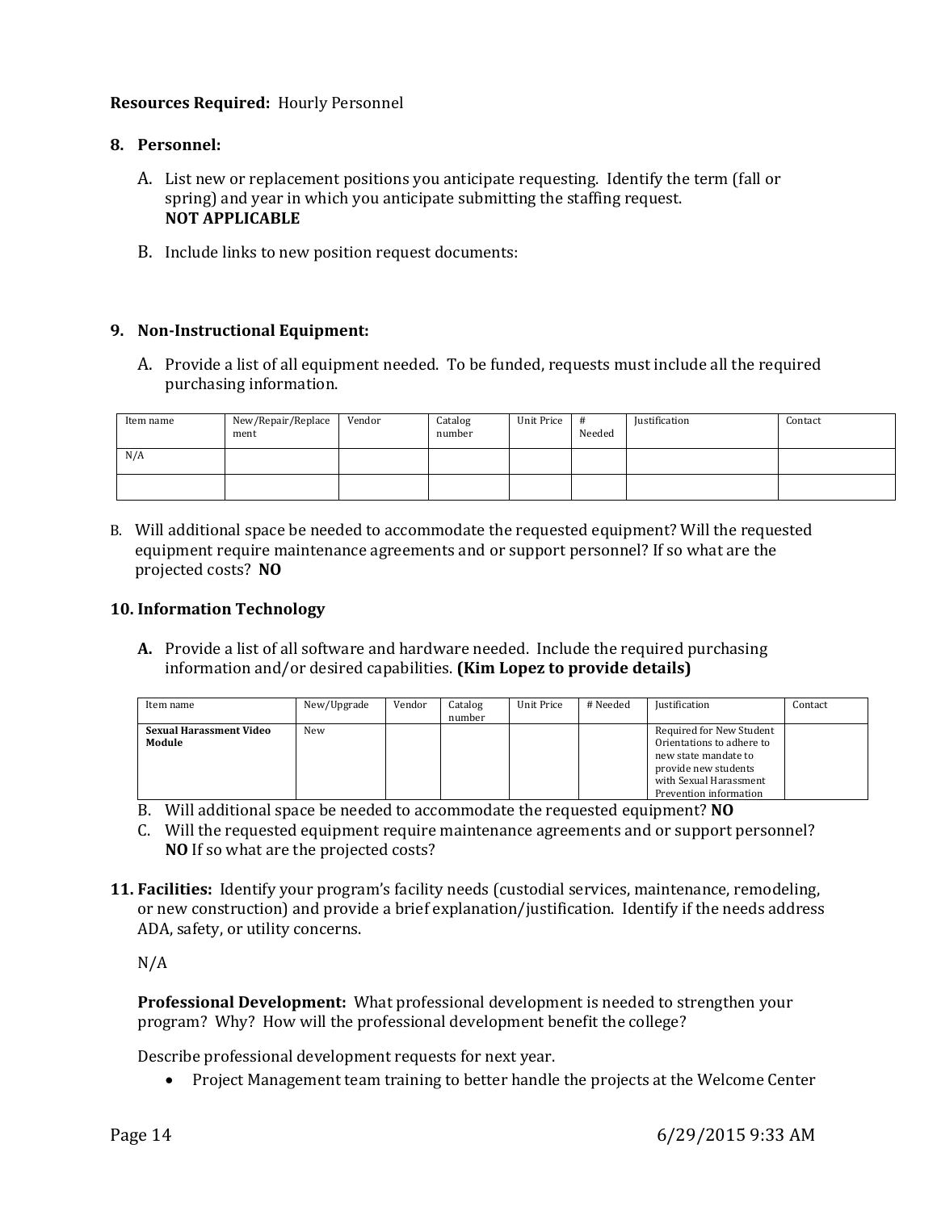**Resources Required:** Hourly Personnel

**8. Personnel:**

A. List new or replacement positions you anticipate requesting. Identify the term (fall or spring) and year in which you anticipate submitting the staffing request.
**NOT APPLICABLE**

B. Include links to new position request documents:

**9. Non-Instructional Equipment:**

A. Provide a list of all equipment needed. To be funded, requests must include all the required purchasing information.

| Item name | New/Repair/Replacement | Vendor | Catalog number | Unit Price | # Needed | Justification | Contact |
|---|---|---|---|---|---|---|---|
| N/A | | | | | | | |
| | | | | | | | |

B. Will additional space be needed to accommodate the requested equipment? Will the requested equipment require maintenance agreements and or support personnel? If so what are the projected costs? **NO**

**10. Information Technology**

**A.** Provide a list of all software and hardware needed. Include the required purchasing information and/or desired capabilities. **(Kim Lopez to provide details)**

| Item name | New/Upgrade | Vendor | Catalog number | Unit Price | # Needed | Justification | Contact |
|---|---|---|---|---|---|---|---|
| **Sexual Harassment Video Module** | New | | | | | Required for New Student Orientations to adhere to new state mandate to provide new students with Sexual Harassment Prevention information | |

B. Will additional space be needed to accommodate the requested equipment? **NO**

C. Will the requested equipment require maintenance agreements and or support personnel? **NO** If so what are the projected costs?

**11. Facilities:** Identify your program's facility needs (custodial services, maintenance, remodeling, or new construction) and provide a brief explanation/justification. Identify if the needs address ADA, safety, or utility concerns.

N/A

**Professional Development:** What professional development is needed to strengthen your program? Why? How will the professional development benefit the college?

Describe professional development requests for next year.

- Project Management team training to better handle the projects at the Welcome Center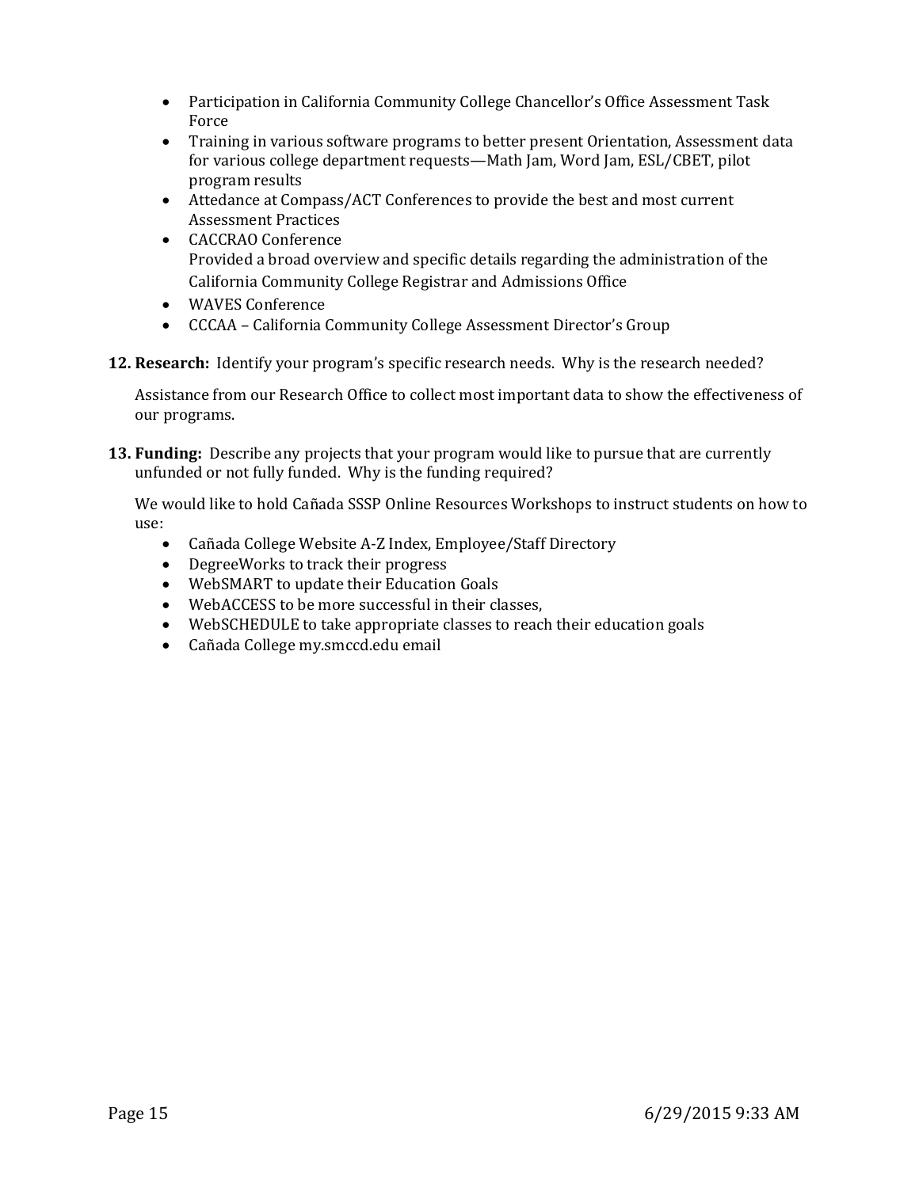- Participation in California Community College Chancellor's Office Assessment Task Force
- Training in various software programs to better present Orientation, Assessment data for various college department requests—Math Jam, Word Jam, ESL/CBET, pilot program results
- Attedance at Compass/ACT Conferences to provide the best and most current Assessment Practices
- CACCRAO Conference
  Provided a broad overview and specific details regarding the administration of the California Community College Registrar and Admissions Office
- WAVES Conference
- CCCAA – California Community College Assessment Director's Group

**12. Research:** Identify your program's specific research needs. Why is the research needed?

Assistance from our Research Office to collect most important data to show the effectiveness of our programs.

**13. Funding:** Describe any projects that your program would like to pursue that are currently unfunded or not fully funded. Why is the funding required?

We would like to hold Cañada SSSP Online Resources Workshops to instruct students on how to use:

- Cañada College Website A-Z Index, Employee/Staff Directory
- DegreeWorks to track their progress
- WebSMART to update their Education Goals
- WebACCESS to be more successful in their classes,
- WebSCHEDULE to take appropriate classes to reach their education goals
- Cañada College my.smccd.edu email